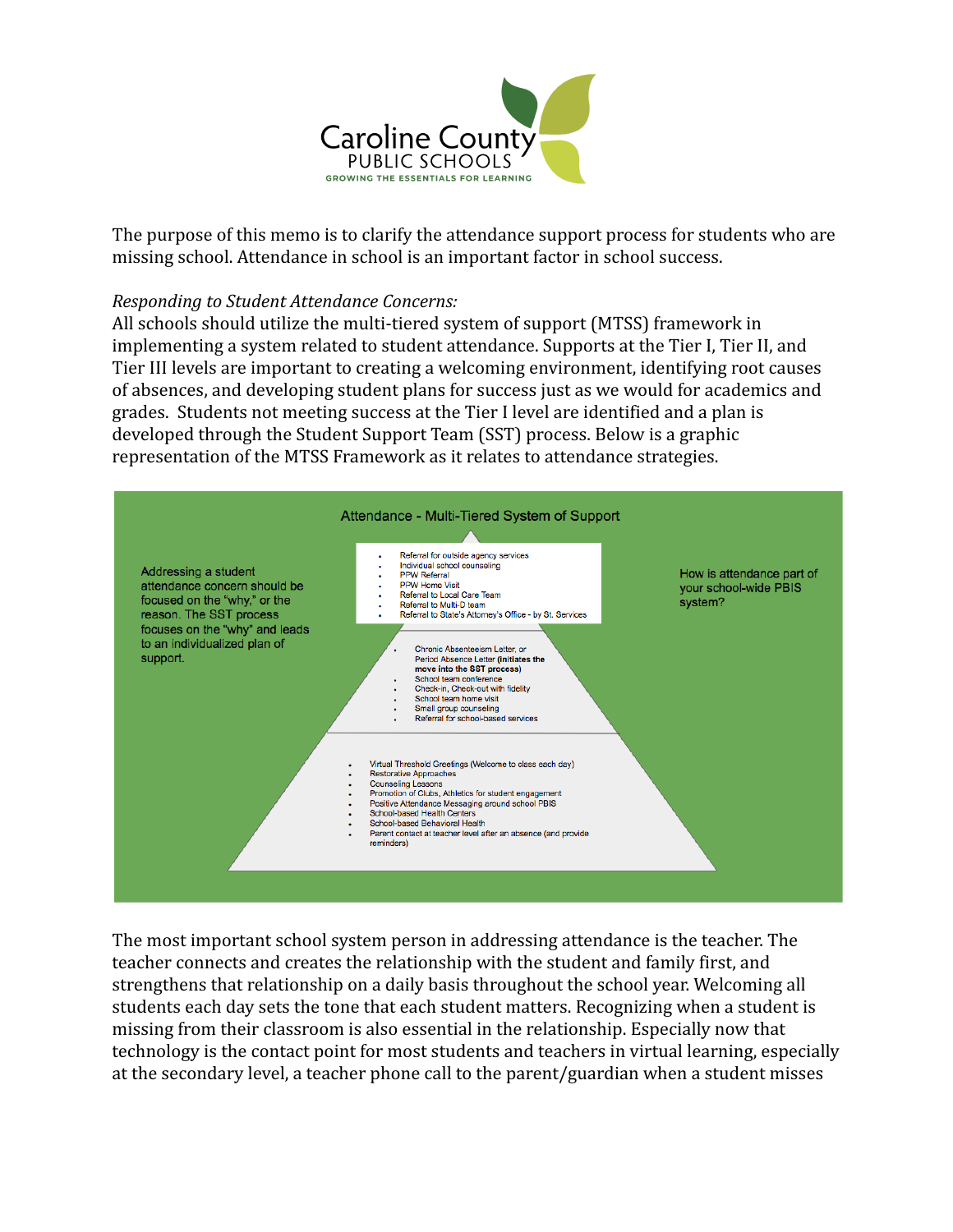Caroline County PUBLIC SCHOOLS

GROWING THE ESSENTIALS FOR LEARNING

The purpose of this memo is to clarify the attendance support process for students who are missing school. Attendance in school is an important factor in school success.

*Responding to Student Attendance Concerns:*

All schools should utilize the multi-tiered system of support (MTSS) framework in implementing a system related to student attendance. Supports at the Tier I, Tier II, and Tier III levels are important to creating a welcoming environment, identifying root causes of absences, and developing student plans for success just as we would for academics and grades. Students not meeting success at the Tier I level are identified and a plan is developed through the Student Support Team (SST) process. Below is a graphic representation of the MTSS Framework as it relates to attendance strategies.

**Attendance - Multi-Tiered System of Support**

Addressing a student attendance concern should be focused on the "why," or the reason. The SST process focuses on the "why" and leads to an individualized plan of support.

How is attendance part of your school-wide PBIS system?

- Referral for outside agency services
- Individual school counseling
- PPW Referral
- PPW Home Visit
- Referral to Local Care Team
- Referral to Multi-D team
- Referral to State's Attorney's Office - by St. Services

- Chronic Absenteeism Letter, or Period Absence Letter **(initiates the move into the SST process)**
- School team conference
- Check-in, Check-out with fidelity
- School team home visit
- Small group counseling
- Referral for school-based services

- Virtual Threshold Greetings (Welcome to class each day)
- Restorative Approaches
- Counseling Lessons
- Promotion of Clubs, Athletics for student engagement
- Positive Attendance Messaging around school PBIS
- School-based Health Centers
- School-based Behavioral Health
- Parent contact at teacher level after an absence (and provide reminders)

The most important school system person in addressing attendance is the teacher. The teacher connects and creates the relationship with the student and family first, and strengthens that relationship on a daily basis throughout the school year. Welcoming all students each day sets the tone that each student matters. Recognizing when a student is missing from their classroom is also essential in the relationship. Especially now that technology is the contact point for most students and teachers in virtual learning, especially at the secondary level, a teacher phone call to the parent/guardian when a student misses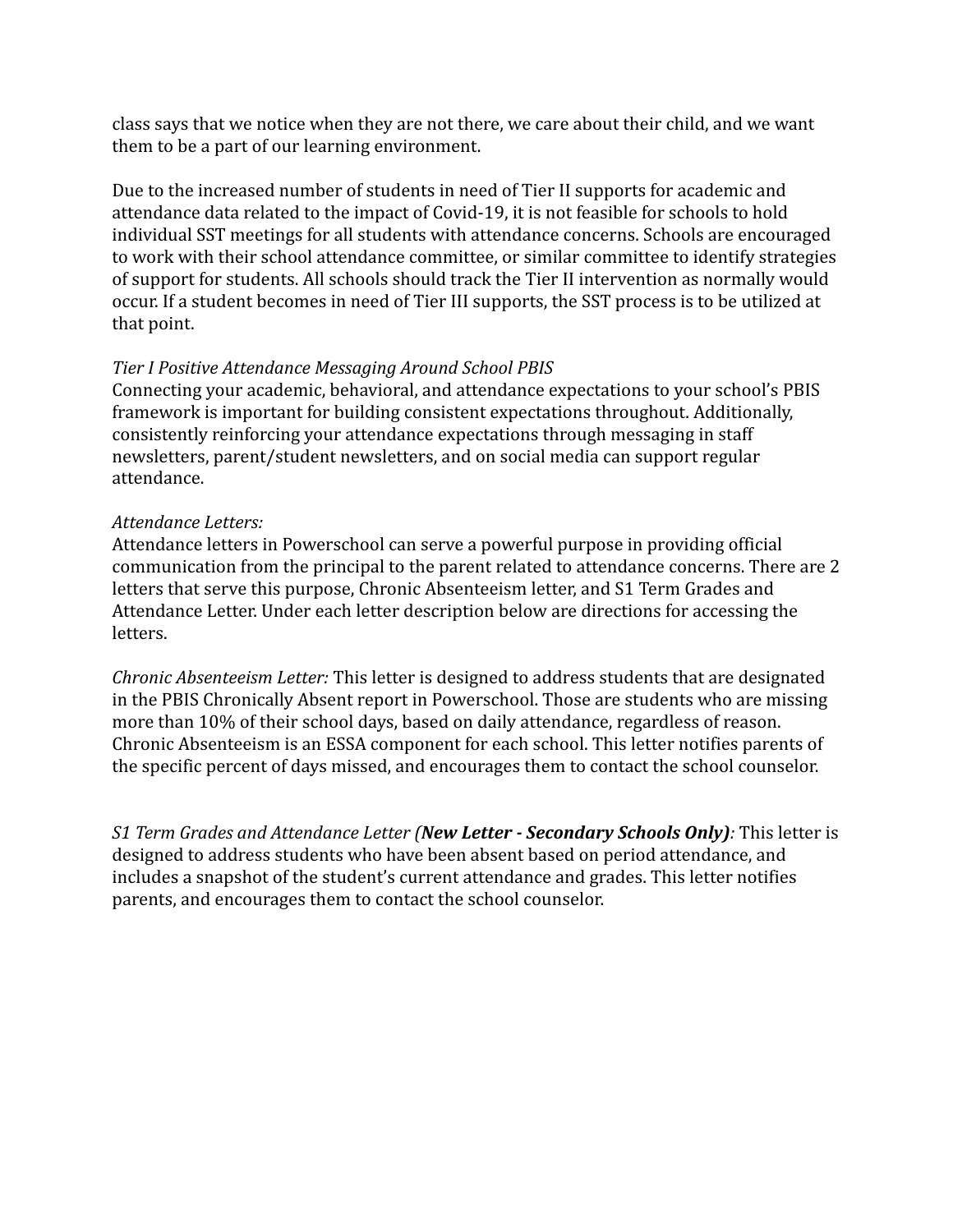class says that we notice when they are not there, we care about their child, and we want them to be a part of our learning environment.

Due to the increased number of students in need of Tier II supports for academic and attendance data related to the impact of Covid-19, it is not feasible for schools to hold individual SST meetings for all students with attendance concerns. Schools are encouraged to work with their school attendance committee, or similar committee to identify strategies of support for students. All schools should track the Tier II intervention as normally would occur. If a student becomes in need of Tier III supports, the SST process is to be utilized at that point.

*Tier I Positive Attendance Messaging Around School PBIS*
Connecting your academic, behavioral, and attendance expectations to your school's PBIS framework is important for building consistent expectations throughout. Additionally, consistently reinforcing your attendance expectations through messaging in staff newsletters, parent/student newsletters, and on social media can support regular attendance.

*Attendance Letters:*
Attendance letters in Powerschool can serve a powerful purpose in providing official communication from the principal to the parent related to attendance concerns. There are 2 letters that serve this purpose, Chronic Absenteeism letter, and S1 Term Grades and Attendance Letter. Under each letter description below are directions for accessing the letters.

*Chronic Absenteeism Letter:* This letter is designed to address students that are designated in the PBIS Chronically Absent report in Powerschool. Those are students who are missing more than 10% of their school days, based on daily attendance, regardless of reason. Chronic Absenteeism is an ESSA component for each school. This letter notifies parents of the specific percent of days missed, and encourages them to contact the school counselor.

*S1 Term Grades and Attendance Letter (**New Letter - Secondary Schools Only**):* This letter is designed to address students who have been absent based on period attendance, and includes a snapshot of the student's current attendance and grades. This letter notifies parents, and encourages them to contact the school counselor.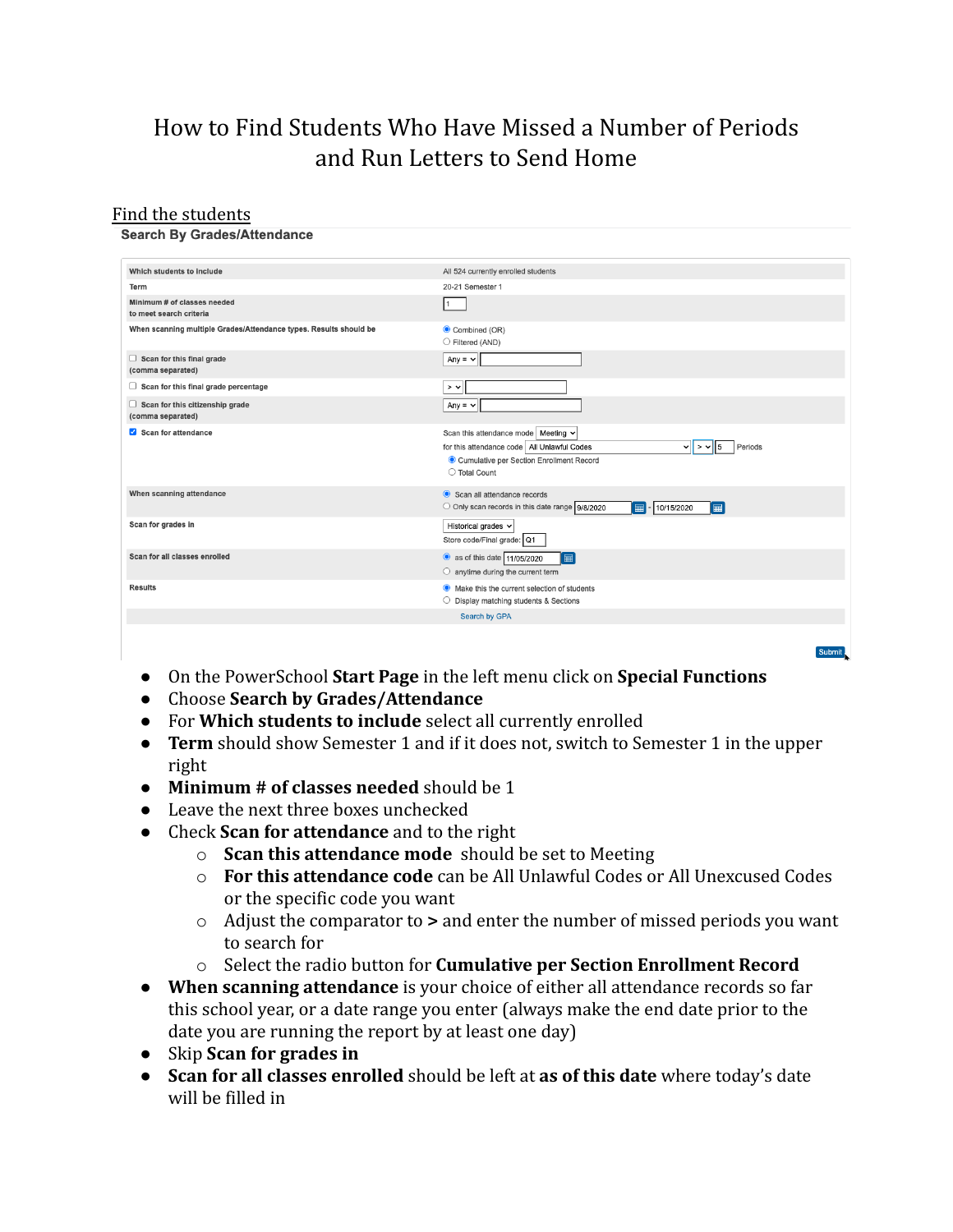# How to Find Students Who Have Missed a Number of Periods and Run Letters to Send Home

## Find the students

**Search By Grades/Attendance**

| | |
|---|---|
| Which students to include | All 524 currently enrolled students |
| Term | 20-21 Semester 1 |
| Minimum # of classes needed to meet search criteria | 1 |
| When scanning multiple Grades/Attendance types. Results should be | ◉ Combined (OR) ○ Filtered (AND) |
| ☐ Scan for this final grade (comma separated) | Any = |
| ☐ Scan for this final grade percentage | > |
| ☐ Scan for this citizenship grade (comma separated) | Any = |
| ☑ Scan for attendance | Scan this attendance mode: Meeting; for this attendance code: All Unlawful Codes > 5 Periods; ◉ Cumulative per Section Enrollment Record ○ Total Count |
| When scanning attendance | ◉ Scan all attendance records ○ Only scan records in this date range 9/8/2020 - 10/15/2020 |
| Scan for grades in | Historical grades; Store code/Final grade: Q1 |
| Scan for all classes enrolled | ◉ as of this date 11/05/2020 ○ anytime during the current term |
| Results | ◉ Make this the current selection of students ○ Display matching students & Sections |
| | Search by GPA |

Submit

- On the PowerSchool **Start Page** in the left menu click on **Special Functions**
- Choose **Search by Grades/Attendance**
- For **Which students to include** select all currently enrolled
- **Term** should show Semester 1 and if it does not, switch to Semester 1 in the upper right
- **Minimum # of classes needed** should be 1
- Leave the next three boxes unchecked
- Check **Scan for attendance** and to the right
  - **Scan this attendance mode** should be set to Meeting
  - **For this attendance code** can be All Unlawful Codes or All Unexcused Codes or the specific code you want
  - Adjust the comparator to **>** and enter the number of missed periods you want to search for
  - Select the radio button for **Cumulative per Section Enrollment Record**
- **When scanning attendance** is your choice of either all attendance records so far this school year, or a date range you enter (always make the end date prior to the date you are running the report by at least one day)
- Skip **Scan for grades in**
- **Scan for all classes enrolled** should be left at **as of this date** where today's date will be filled in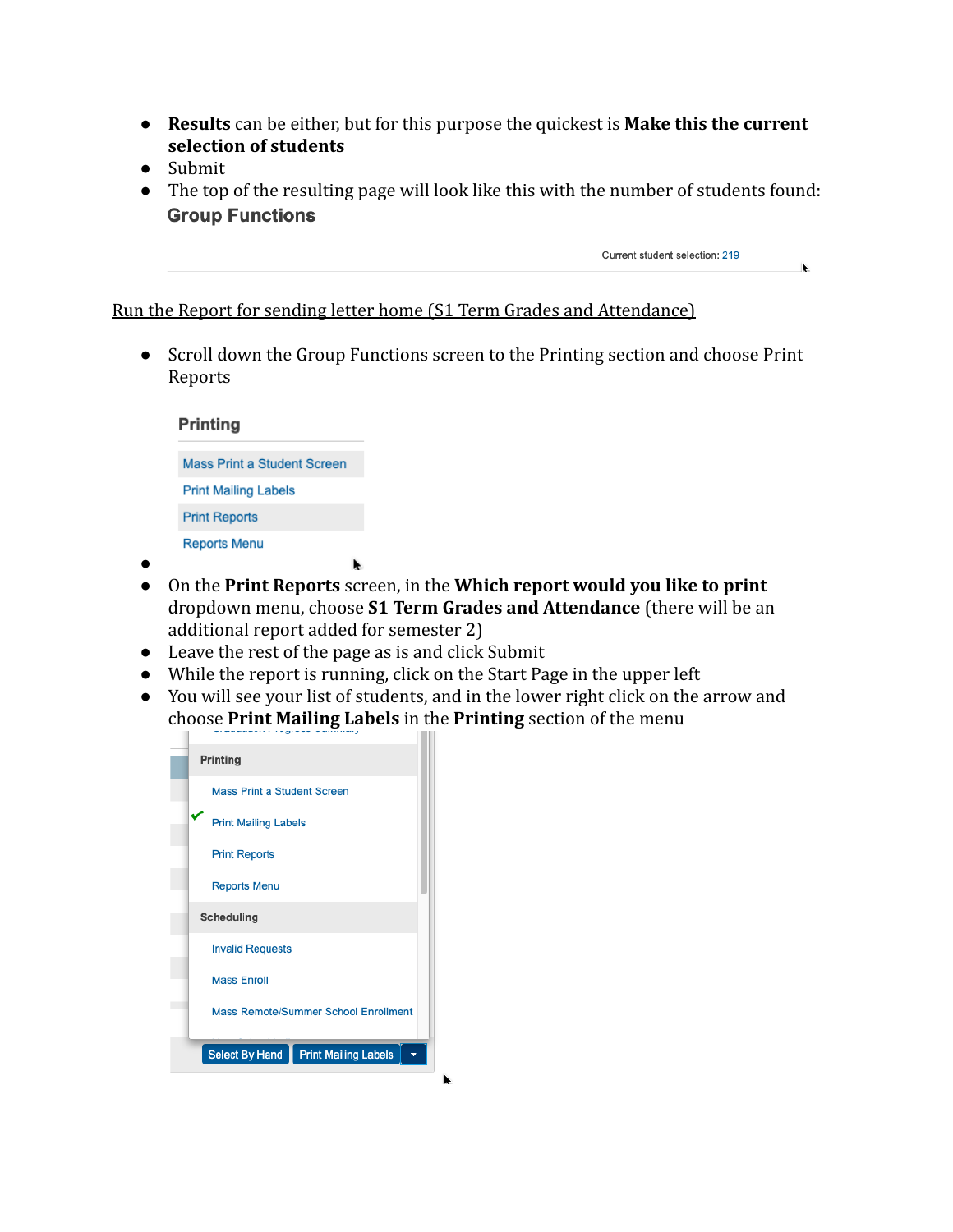- **Results** can be either, but for this purpose the quickest is **Make this the current selection of students**
- Submit
- The top of the resulting page will look like this with the number of students found:

Group Functions

Current student selection: 219

Run the Report for sending letter home (S1 Term Grades and Attendance)

- Scroll down the Group Functions screen to the Printing section and choose Print Reports

Printing

Mass Print a Student Screen
Print Mailing Labels
Print Reports
Reports Menu

- On the **Print Reports** screen, in the **Which report would you like to print** dropdown menu, choose **S1 Term Grades and Attendance** (there will be an additional report added for semester 2)
- Leave the rest of the page as is and click Submit
- While the report is running, click on the Start Page in the upper left
- You will see your list of students, and in the lower right click on the arrow and choose **Print Mailing Labels** in the **Printing** section of the menu

Printing

Mass Print a Student Screen
Print Mailing Labels
Print Reports
Reports Menu

Scheduling

Invalid Requests
Mass Enroll
Mass Remote/Summer School Enrollment

Select By Hand | Print Mailing Labels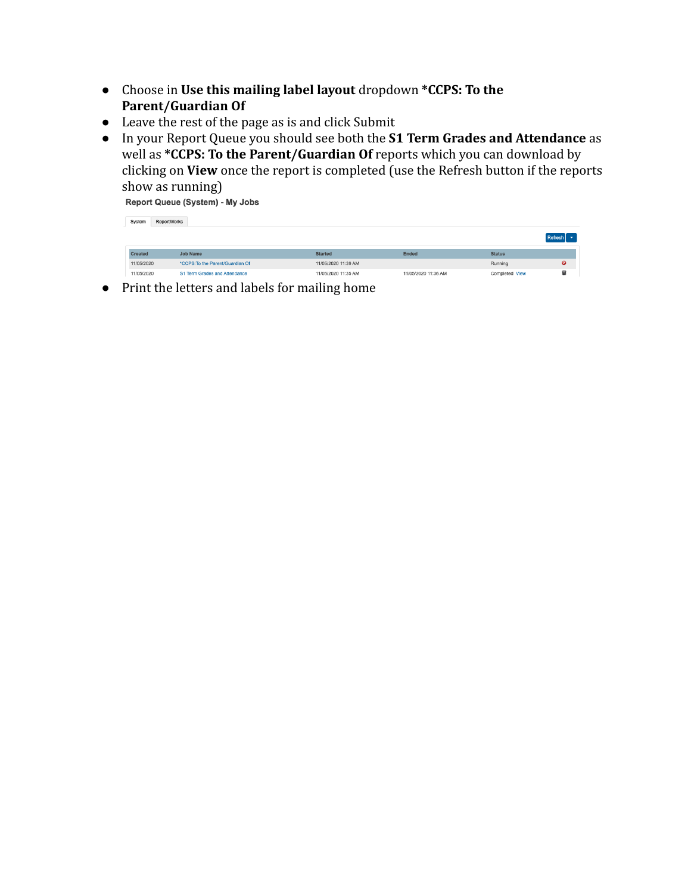- Choose in **Use this mailing label layout** dropdown ***CCPS: To the Parent/Guardian Of**
- Leave the rest of the page as is and click Submit
- In your Report Queue you should see both the **S1 Term Grades and Attendance** as well as ***CCPS: To the Parent/Guardian Of** reports which you can download by clicking on **View** once the report is completed (use the Refresh button if the reports show as running)

Report Queue (System) - My Jobs

System | ReportWorks

Refresh

| Created | Job Name | Started | Ended | Status |
|---|---|---|---|---|
| 11/05/2020 | *CCPS:To the Parent/Guardian Of | 11/05/2020 11:39 AM | | Running |
| 11/05/2020 | S1 Term Grades and Attendance | 11/05/2020 11:35 AM | 11/05/2020 11:36 AM | Completed View |

- Print the letters and labels for mailing home